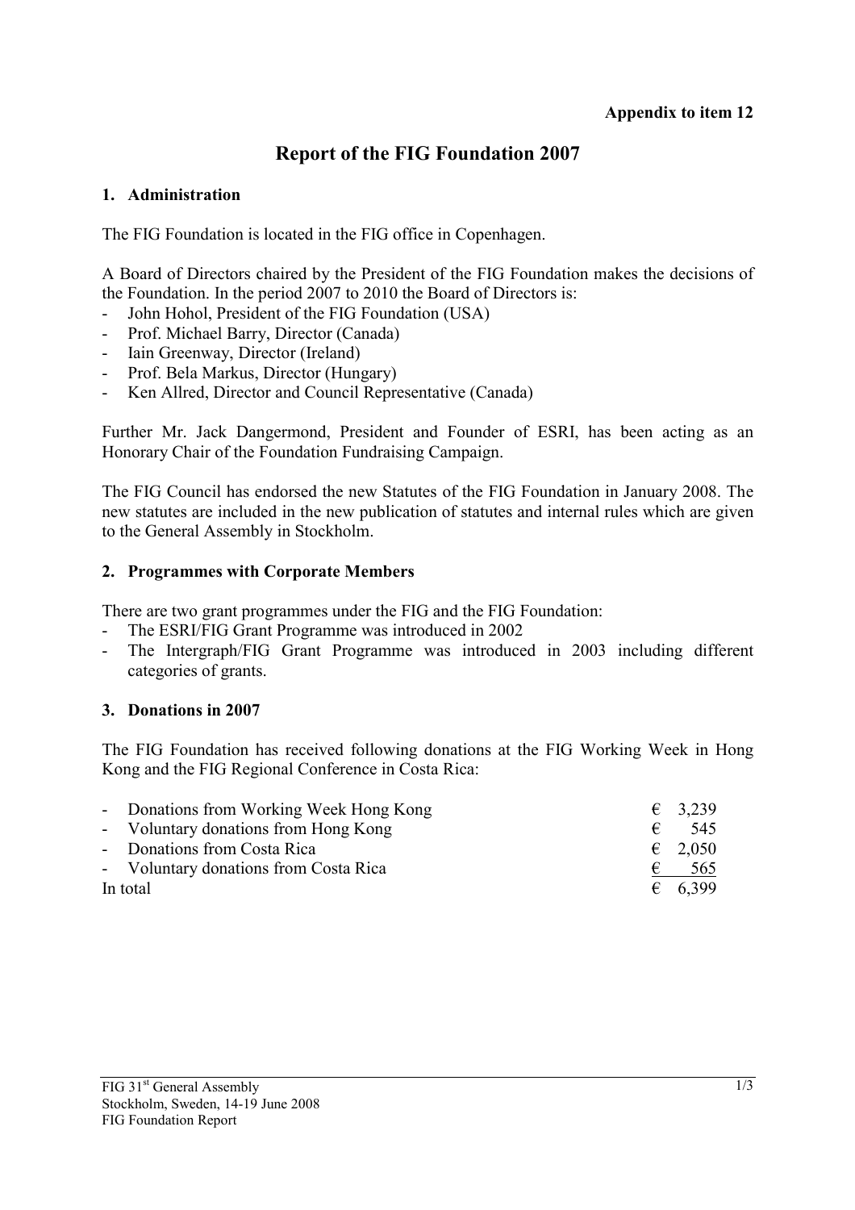**Appendix to item 12**

# Report of the FIG Foundation 2007

## 1. Administration

The FIG Foundation is located in the FIG office in Copenhagen.

A Board of Directors chaired by the President of the FIG Foundation makes the decisions of the Foundation. In the period 2007 to 2010 the Board of Directors is:

- John Hohol, President of the FIG Foundation (USA)
- Prof. Michael Barry, Director (Canada)
- Iain Greenway, Director (Ireland)
- Prof. Bela Markus, Director (Hungary)
- Ken Allred, Director and Council Representative (Canada)

Further Mr. Jack Dangermond, President and Founder of ESRI, has been acting as an Honorary Chair of the Foundation Fundraising Campaign.

The FIG Council has endorsed the new Statutes of the FIG Foundation in January 2008. The new statutes are included in the new publication of statutes and internal rules which are given to the General Assembly in Stockholm.

## 2. Programmes with Corporate Members

There are two grant programmes under the FIG and the FIG Foundation:

- The ESRI/FIG Grant Programme was introduced in 2002
- The Intergraph/FIG Grant Programme was introduced in 2003 including different categories of grants.

## 3. Donations in 2007

The FIG Foundation has received following donations at the FIG Working Week in Hong Kong and the FIG Regional Conference in Costa Rica:

| | |
|---|---|
| - Donations from Working Week Hong Kong | € 3,239 |
| - Voluntary donations from Hong Kong | € 545 |
| - Donations from Costa Rica | € 2,050 |
| - Voluntary donations from Costa Rica | € 565 |
| In total | € 6,399 |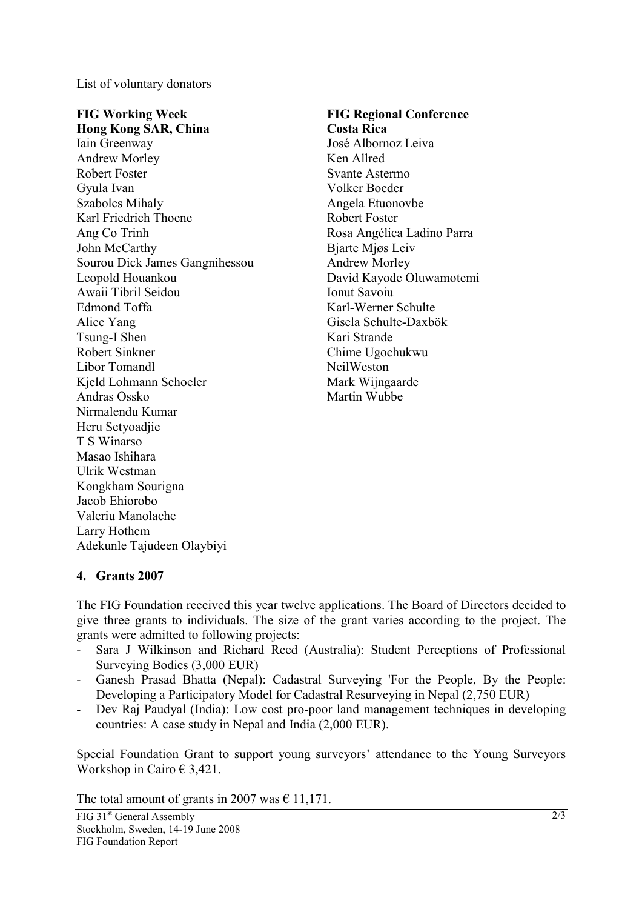List of voluntary donators

**FIG Working Week**
**Hong Kong SAR, China**

Iain Greenway
Andrew Morley
Robert Foster
Gyula Ivan
Szabolcs Mihaly
Karl Friedrich Thoene
Ang Co Trinh
John McCarthy
Sourou Dick James Gangnihessou
Leopold Houankou
Awaii Tibril Seidou
Edmond Toffa
Alice Yang
Tsung-I Shen
Robert Sinkner
Libor Tomandl
Kjeld Lohmann Schoeler
Andras Ossko
Nirmalendu Kumar
Heru Setyoadjie
T S Winarso
Masao Ishihara
Ulrik Westman
Kongkham Sourigna
Jacob Ehiorobo
Valeriu Manolache
Larry Hothem
Adekunle Tajudeen Olaybiyi

**FIG Regional Conference**
**Costa Rica**

José Albornoz Leiva
Ken Allred
Svante Astermo
Volker Boeder
Angela Etuonovbe
Robert Foster
Rosa Angélica Ladino Parra
Bjarte Mjøs Leiv
Andrew Morley
David Kayode Oluwamotemi
Ionut Savoiu
Karl-Werner Schulte
Gisela Schulte-Daxbök
Kari Strande
Chime Ugochukwu
NeilWeston
Mark Wijngaarde
Martin Wubbe

## 4. Grants 2007

The FIG Foundation received this year twelve applications. The Board of Directors decided to give three grants to individuals. The size of the grant varies according to the project. The grants were admitted to following projects:

- Sara J Wilkinson and Richard Reed (Australia): Student Perceptions of Professional Surveying Bodies (3,000 EUR)
- Ganesh Prasad Bhatta (Nepal): Cadastral Surveying 'For the People, By the People: Developing a Participatory Model for Cadastral Resurveying in Nepal (2,750 EUR)
- Dev Raj Paudyal (India): Low cost pro-poor land management techniques in developing countries: A case study in Nepal and India (2,000 EUR).

Special Foundation Grant to support young surveyors' attendance to the Young Surveyors Workshop in Cairo € 3,421.

The total amount of grants in 2007 was € 11,171.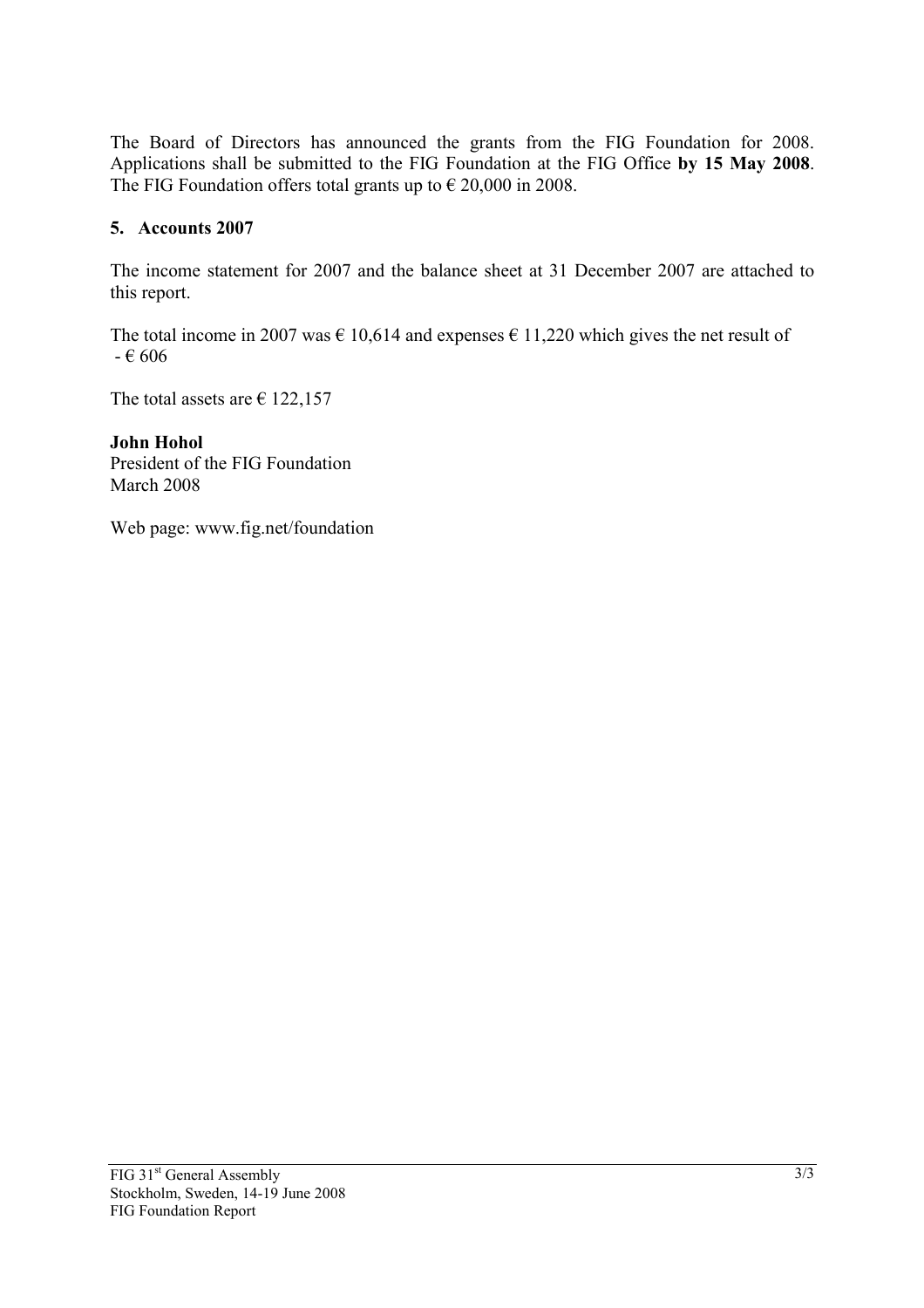The Board of Directors has announced the grants from the FIG Foundation for 2008. Applications shall be submitted to the FIG Foundation at the FIG Office **by 15 May 2008**. The FIG Foundation offers total grants up to € 20,000 in 2008.

## 5. Accounts 2007

The income statement for 2007 and the balance sheet at 31 December 2007 are attached to this report.

The total income in 2007 was € 10,614 and expenses € 11,220 which gives the net result of - € 606

The total assets are € 122,157

**John Hohol**
President of the FIG Foundation
March 2008

Web page: www.fig.net/foundation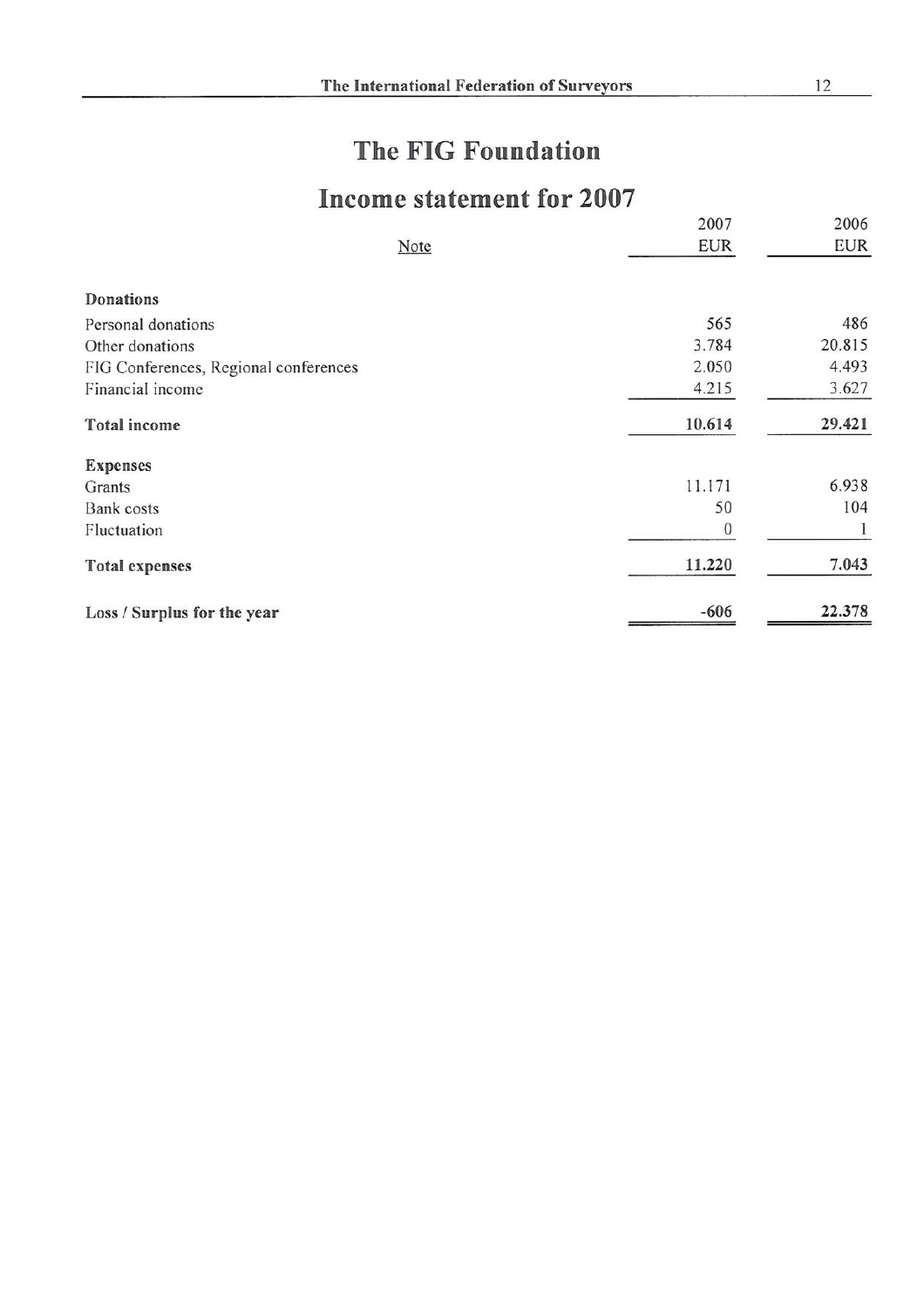# The FIG Foundation

## Income statement for 2007

| | Note | 2007 EUR | 2006 EUR |
|---|---|---|---|
| **Donations** | | | |
| Personal donations | | 565 | 486 |
| Other donations | | 3.784 | 20.815 |
| FIG Conferences, Regional conferences | | 2.050 | 4.493 |
| Financial income | | 4.215 | 3.627 |
| **Total income** | | **10.614** | **29.421** |
| **Expenses** | | | |
| Grants | | 11.171 | 6.938 |
| Bank costs | | 50 | 104 |
| Fluctuation | | 0 | 1 |
| **Total expenses** | | **11.220** | **7.043** |
| **Loss / Surplus for the year** | | **-606** | **22.378** |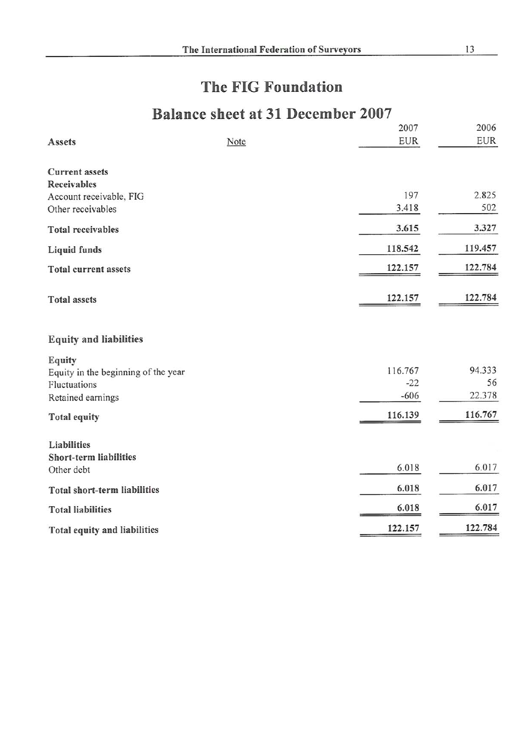# The FIG Foundation

## Balance sheet at 31 December 2007

| Assets | Note | 2007 EUR | 2006 EUR |
|---|---|---|---|
| **Current assets** | | | |
| **Receivables** | | | |
| Account receivable, FIG | | 197 | 2.825 |
| Other receivables | | 3.418 | 502 |
| **Total receivables** | | **3.615** | **3.327** |
| **Liquid funds** | | **118.542** | **119.457** |
| **Total current assets** | | **122.157** | **122.784** |
| **Total assets** | | **122.157** | **122.784** |
| | | | |
| **Equity and liabilities** | | | |
| **Equity** | | | |
| Equity in the beginning of the year | | 116.767 | 94.333 |
| Fluctuations | | -22 | 56 |
| Retained earnings | | -606 | 22.378 |
| **Total equity** | | **116.139** | **116.767** |
| **Liabilities** | | | |
| **Short-term liabilities** | | | |
| Other debt | | 6.018 | 6.017 |
| **Total short-term liabilities** | | **6.018** | **6.017** |
| **Total liabilities** | | **6.018** | **6.017** |
| **Total equity and liabilities** | | **122.157** | **122.784** |